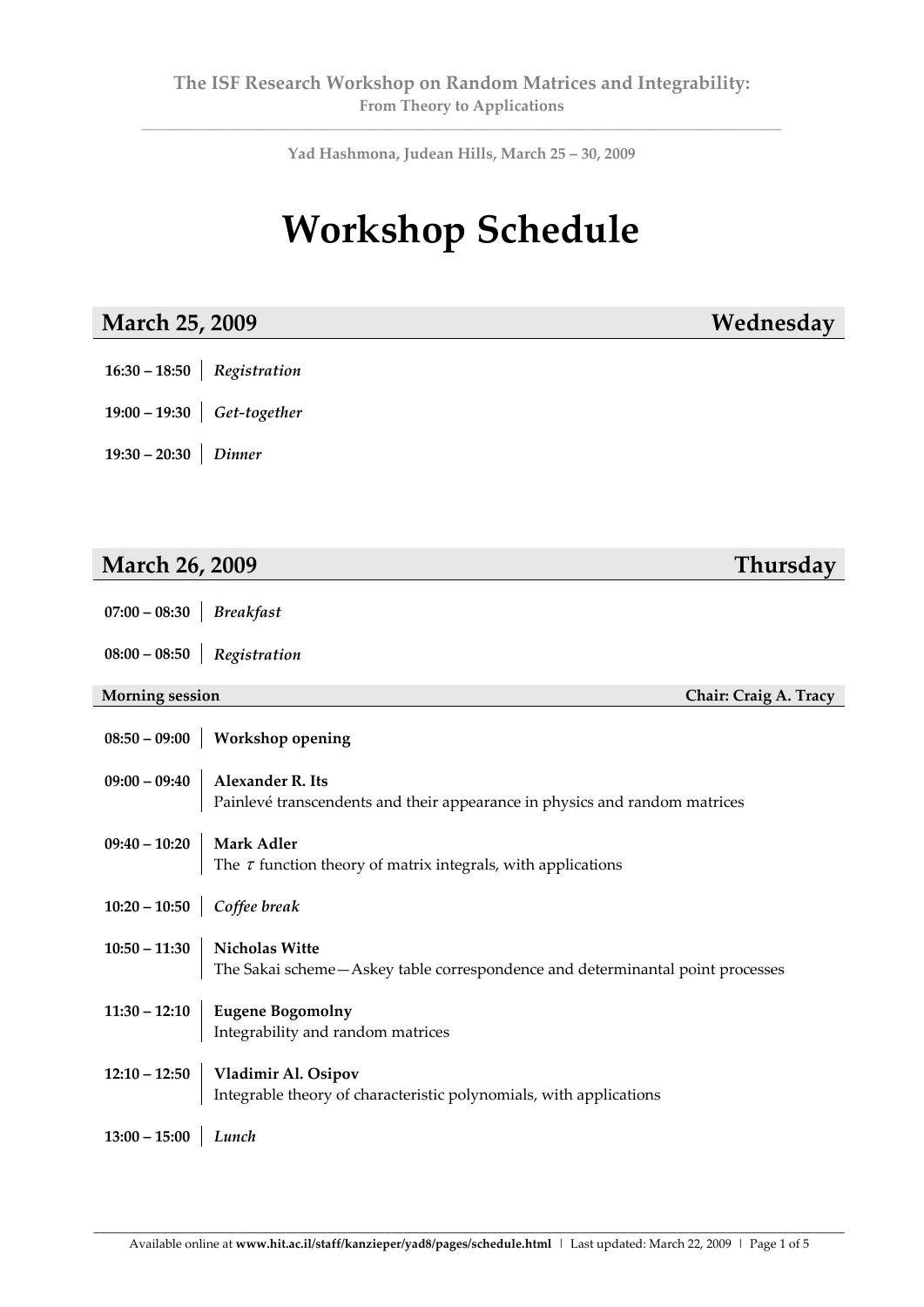**The ISF Research Workshop on Random Matrices and Integrability:**
**From Theory to Applications**

---

**Yad Hashmona, Judean Hills, March 25 – 30, 2009**

# Workshop Schedule

## March 25, 2009 — Wednesday

**16:30 – 18:50** | *Registration*

**19:00 – 19:30** | *Get-together*

**19:30 – 20:30** | *Dinner*

## March 26, 2009 — Thursday

**07:00 – 08:30** | *Breakfast*

**08:00 – 08:50** | *Registration*

### Morning session — Chair: Craig A. Tracy

**08:50 – 09:00** | **Workshop opening**

**09:00 – 09:40** | **Alexander R. Its**
Painlevé transcendents and their appearance in physics and random matrices

**09:40 – 10:20** | **Mark Adler**
The $\tau$ function theory of matrix integrals, with applications

**10:20 – 10:50** | *Coffee break*

**10:50 – 11:30** | **Nicholas Witte**
The Sakai scheme—Askey table correspondence and determinantal point processes

**11:30 – 12:10** | **Eugene Bogomolny**
Integrability and random matrices

**12:10 – 12:50** | **Vladimir Al. Osipov**
Integrable theory of characteristic polynomials, with applications

**13:00 – 15:00** | *Lunch*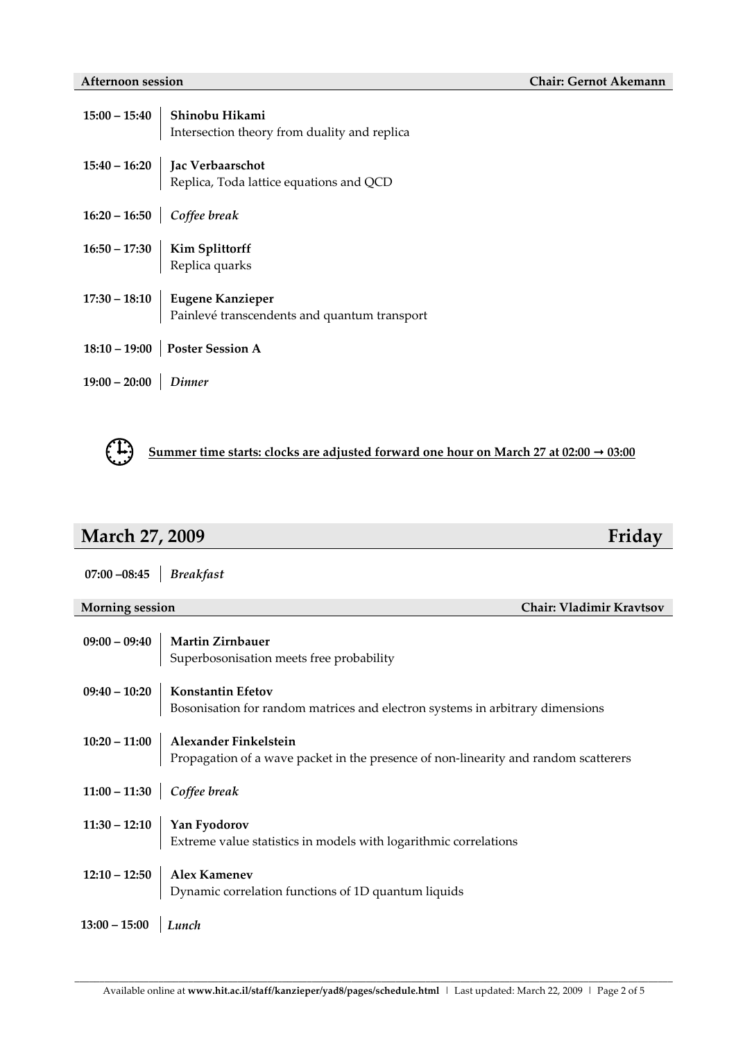**Afternoon session** **Chair: Gernot Akemann**

| | |
|---|---|
| **15:00 – 15:40** | **Shinobu Hikami**<br>Intersection theory from duality and replica |
| **15:40 – 16:20** | **Jac Verbaarschot**<br>Replica, Toda lattice equations and QCD |
| **16:20 – 16:50** | *Coffee break* |
| **16:50 – 17:30** | **Kim Splittorff**<br>Replica quarks |
| **17:30 – 18:10** | **Eugene Kanzieper**<br>Painlevé transcendents and quantum transport |
| **18:10 – 19:00** | **Poster Session A** |
| **19:00 – 20:00** | *Dinner* |

**Summer time starts: clocks are adjusted forward one hour on March 27 at 02:00 → 03:00**

## March 27, 2009 Friday

| | |
|---|---|
| **07:00 –08:45** | *Breakfast* |

**Morning session** **Chair: Vladimir Kravtsov**

| | |
|---|---|
| **09:00 – 09:40** | **Martin Zirnbauer**<br>Superbosonisation meets free probability |
| **09:40 – 10:20** | **Konstantin Efetov**<br>Bosonisation for random matrices and electron systems in arbitrary dimensions |
| **10:20 – 11:00** | **Alexander Finkelstein**<br>Propagation of a wave packet in the presence of non-linearity and random scatterers |
| **11:00 – 11:30** | *Coffee break* |
| **11:30 – 12:10** | **Yan Fyodorov**<br>Extreme value statistics in models with logarithmic correlations |
| **12:10 – 12:50** | **Alex Kamenev**<br>Dynamic correlation functions of 1D quantum liquids |
| **13:00 – 15:00** | *Lunch* |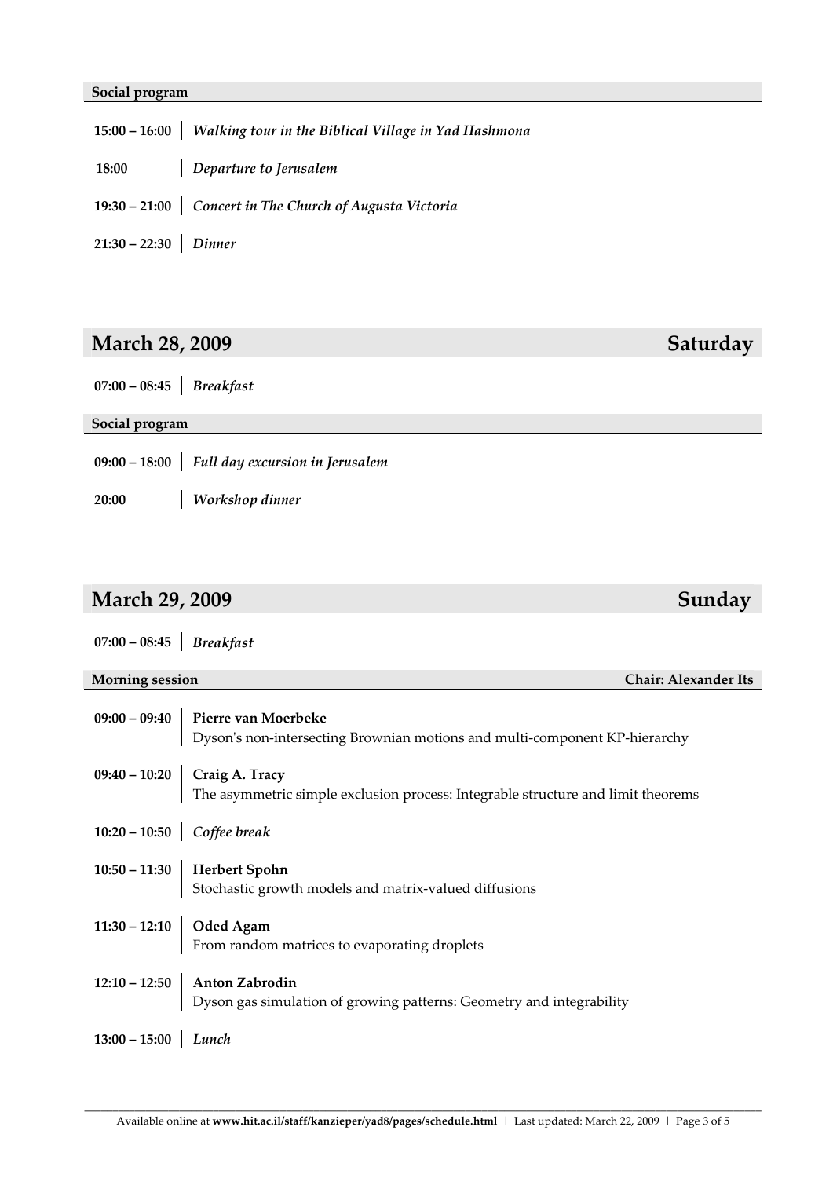**Social program**

**15:00 – 16:00** | *Walking tour in the Biblical Village in Yad Hashmona*

**18:00** | *Departure to Jerusalem*

**19:30 – 21:00** | *Concert in The Church of Augusta Victoria*

**21:30 – 22:30** | *Dinner*

## March 28, 2009 — Saturday

**07:00 – 08:45** | *Breakfast*

**Social program**

**09:00 – 18:00** | *Full day excursion in Jerusalem*

**20:00** | *Workshop dinner*

## March 29, 2009 — Sunday

**07:00 – 08:45** | *Breakfast*

**Morning session** — **Chair: Alexander Its**

**09:00 – 09:40** | **Pierre van Moerbeke**
Dyson's non-intersecting Brownian motions and multi-component KP-hierarchy

**09:40 – 10:20** | **Craig A. Tracy**
The asymmetric simple exclusion process: Integrable structure and limit theorems

**10:20 – 10:50** | *Coffee break*

**10:50 – 11:30** | **Herbert Spohn**
Stochastic growth models and matrix-valued diffusions

**11:30 – 12:10** | **Oded Agam**
From random matrices to evaporating droplets

**12:10 – 12:50** | **Anton Zabrodin**
Dyson gas simulation of growing patterns: Geometry and integrability

**13:00 – 15:00** | *Lunch*

Available online at **www.hit.ac.il/staff/kanzieper/yad8/pages/schedule.html** | Last updated: March 22, 2009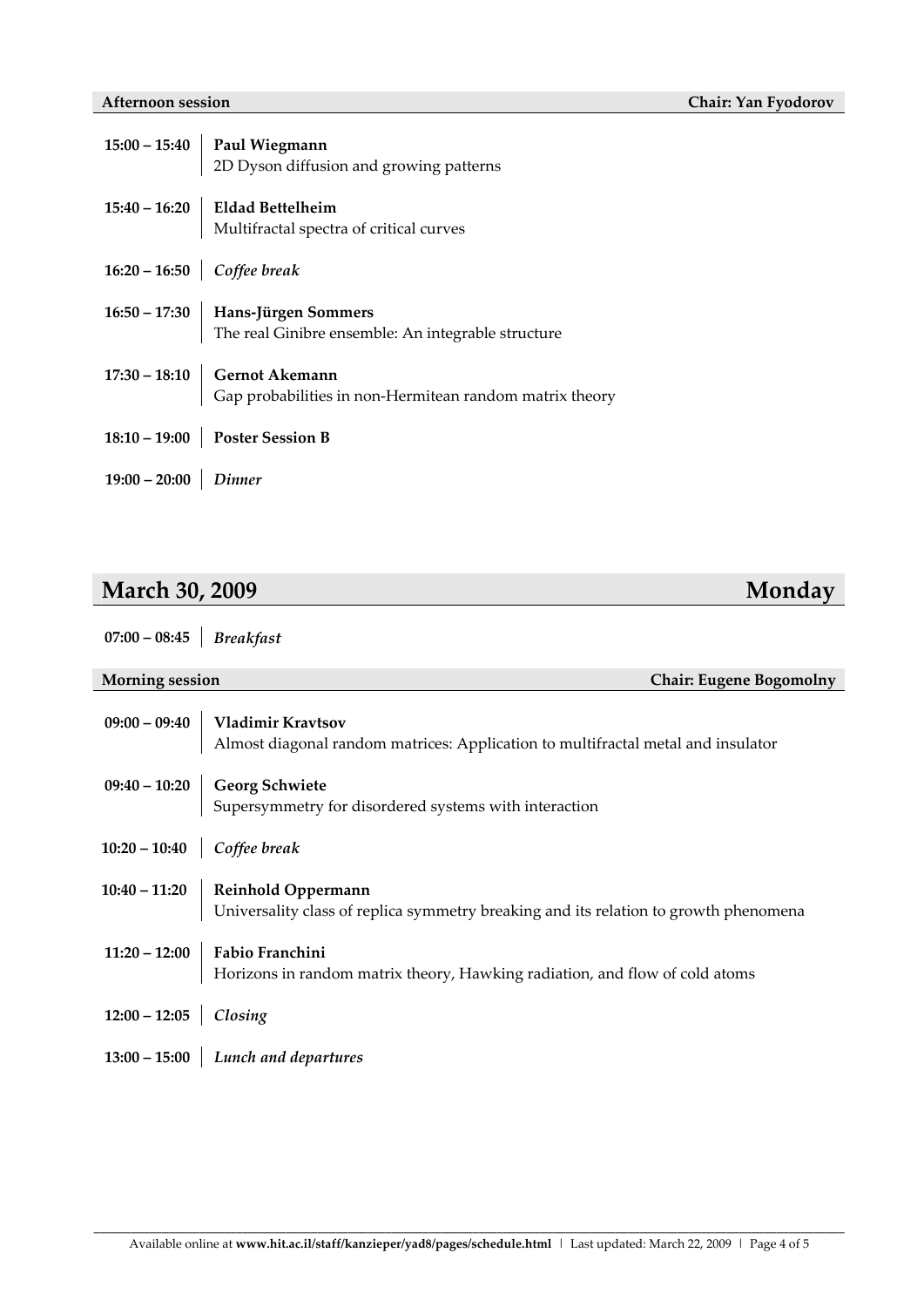**Afternoon session** **Chair: Yan Fyodorov**

| | |
|---|---|
| **15:00 – 15:40** | **Paul Wiegmann**<br>2D Dyson diffusion and growing patterns |
| **15:40 – 16:20** | **Eldad Bettelheim**<br>Multifractal spectra of critical curves |
| **16:20 – 16:50** | *Coffee break* |
| **16:50 – 17:30** | **Hans-Jürgen Sommers**<br>The real Ginibre ensemble: An integrable structure |
| **17:30 – 18:10** | **Gernot Akemann**<br>Gap probabilities in non-Hermitean random matrix theory |
| **18:10 – 19:00** | **Poster Session B** |
| **19:00 – 20:00** | *Dinner* |

## March 30, 2009 Monday

| | |
|---|---|
| **07:00 – 08:45** | *Breakfast* |

**Morning session** **Chair: Eugene Bogomolny**

| | |
|---|---|
| **09:00 – 09:40** | **Vladimir Kravtsov**<br>Almost diagonal random matrices: Application to multifractal metal and insulator |
| **09:40 – 10:20** | **Georg Schwiete**<br>Supersymmetry for disordered systems with interaction |
| **10:20 – 10:40** | *Coffee break* |
| **10:40 – 11:20** | **Reinhold Oppermann**<br>Universality class of replica symmetry breaking and its relation to growth phenomena |
| **11:20 – 12:00** | **Fabio Franchini**<br>Horizons in random matrix theory, Hawking radiation, and flow of cold atoms |
| **12:00 – 12:05** | *Closing* |
| **13:00 – 15:00** | *Lunch and departures* |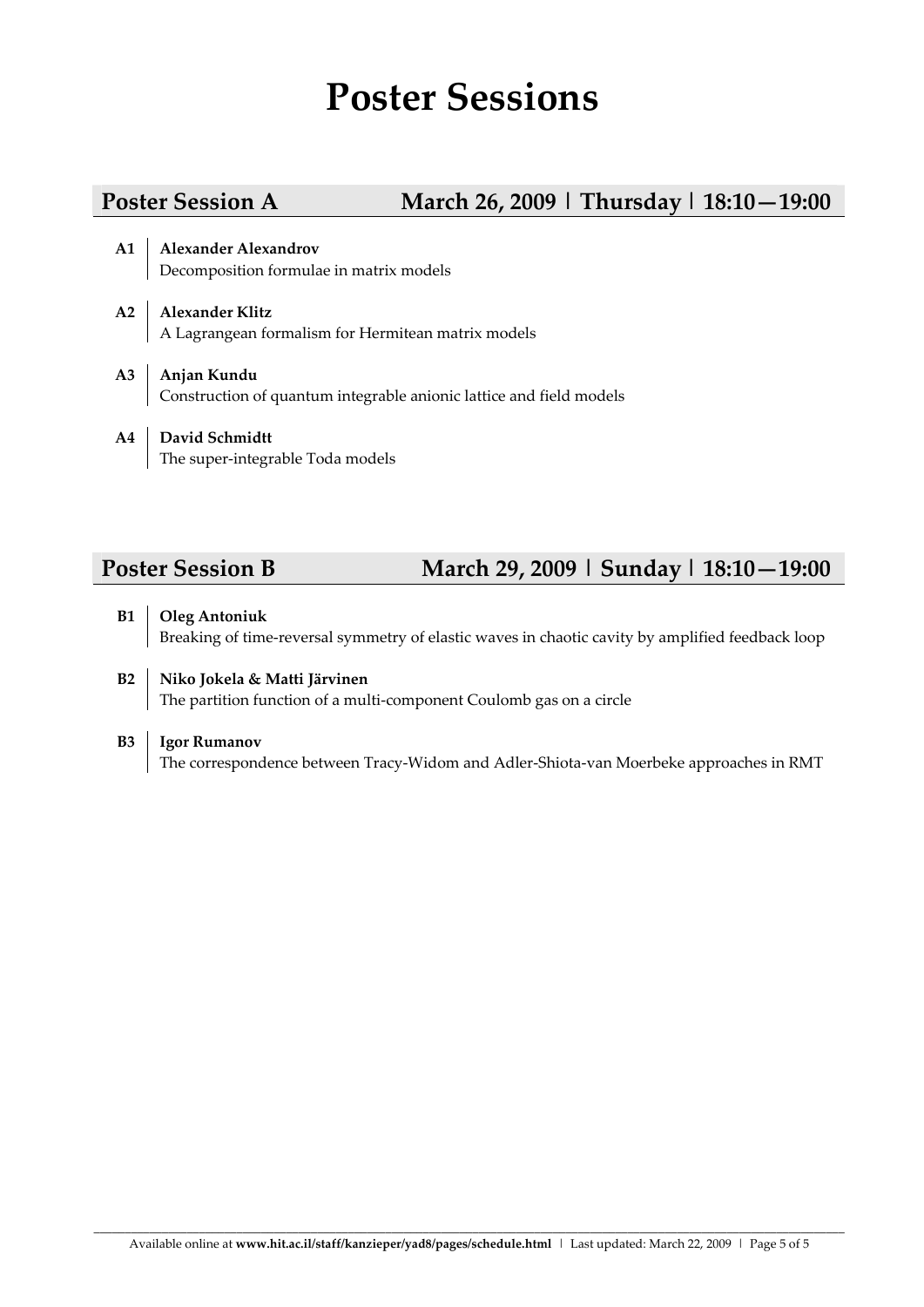# Poster Sessions

## Poster Session A — March 26, 2009 | Thursday | 18:10—19:00

**A1** **Alexander Alexandrov**
Decomposition formulae in matrix models

**A2** **Alexander Klitz**
A Lagrangean formalism for Hermitean matrix models

**A3** **Anjan Kundu**
Construction of quantum integrable anionic lattice and field models

**A4** **David Schmidtt**
The super-integrable Toda models

## Poster Session B — March 29, 2009 | Sunday | 18:10—19:00

**B1** **Oleg Antoniuk**
Breaking of time-reversal symmetry of elastic waves in chaotic cavity by amplified feedback loop

**B2** **Niko Jokela & Matti Järvinen**
The partition function of a multi-component Coulomb gas on a circle

**B3** **Igor Rumanov**
The correspondence between Tracy-Widom and Adler-Shiota-van Moerbeke approaches in RMT

Available online at **www.hit.ac.il/staff/kanzieper/yad8/pages/schedule.html** | Last updated: March 22, 2009